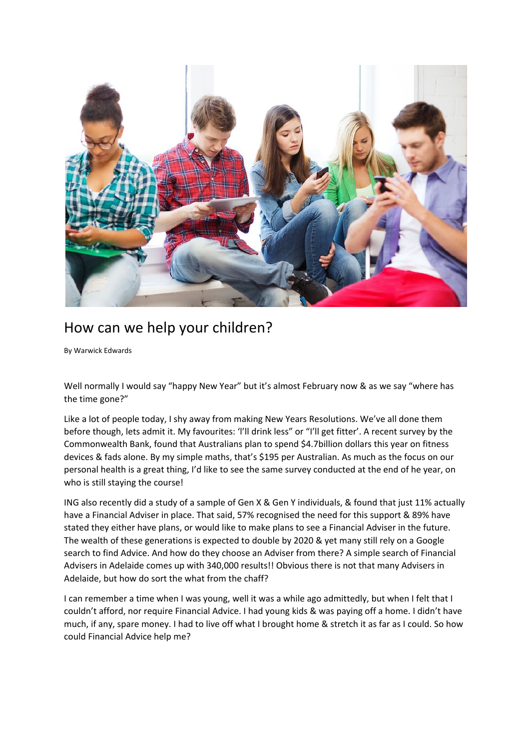# How can we help your children?

By Warwick Edwards

Well normally I would say "happy New Year" but it's almost February now & as we say "where has the time gone?"

Like a lot of people today, I shy away from making New Years Resolutions. We've all done them before though, lets admit it. My favourites: 'I'll drink less" or "I'll get fitter'. A recent survey by the Commonwealth Bank, found that Australians plan to spend $4.7billion dollars this year on fitness devices & fads alone. By my simple maths, that's $195 per Australian. As much as the focus on our personal health is a great thing, I'd like to see the same survey conducted at the end of he year, on who is still staying the course!

ING also recently did a study of a sample of Gen X & Gen Y individuals, & found that just 11% actually have a Financial Adviser in place. That said, 57% recognised the need for this support & 89% have stated they either have plans, or would like to make plans to see a Financial Adviser in the future. The wealth of these generations is expected to double by 2020 & yet many still rely on a Google search to find Advice. And how do they choose an Adviser from there? A simple search of Financial Advisers in Adelaide comes up with 340,000 results!! Obvious there is not that many Advisers in Adelaide, but how do sort the what from the chaff?

I can remember a time when I was young, well it was a while ago admittedly, but when I felt that I couldn't afford, nor require Financial Advice. I had young kids & was paying off a home. I didn't have much, if any, spare money. I had to live off what I brought home & stretch it as far as I could. So how could Financial Advice help me?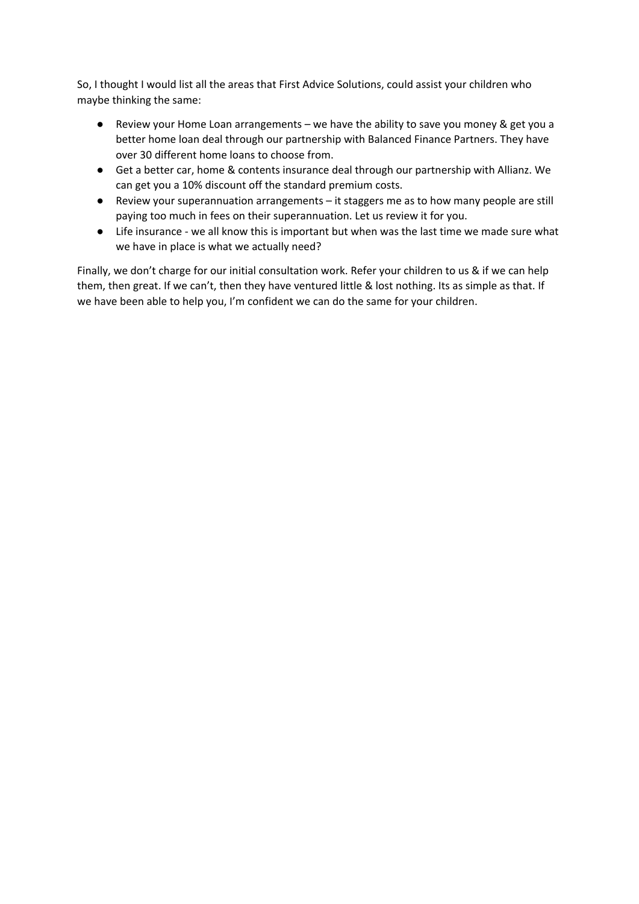So, I thought I would list all the areas that First Advice Solutions, could assist your children who maybe thinking the same:

- Review your Home Loan arrangements – we have the ability to save you money & get you a better home loan deal through our partnership with Balanced Finance Partners. They have over 30 different home loans to choose from.
- Get a better car, home & contents insurance deal through our partnership with Allianz. We can get you a 10% discount off the standard premium costs.
- Review your superannuation arrangements – it staggers me as to how many people are still paying too much in fees on their superannuation. Let us review it for you.
- Life insurance - we all know this is important but when was the last time we made sure what we have in place is what we actually need?

Finally, we don't charge for our initial consultation work. Refer your children to us & if we can help them, then great. If we can't, then they have ventured little & lost nothing. Its as simple as that. If we have been able to help you, I'm confident we can do the same for your children.